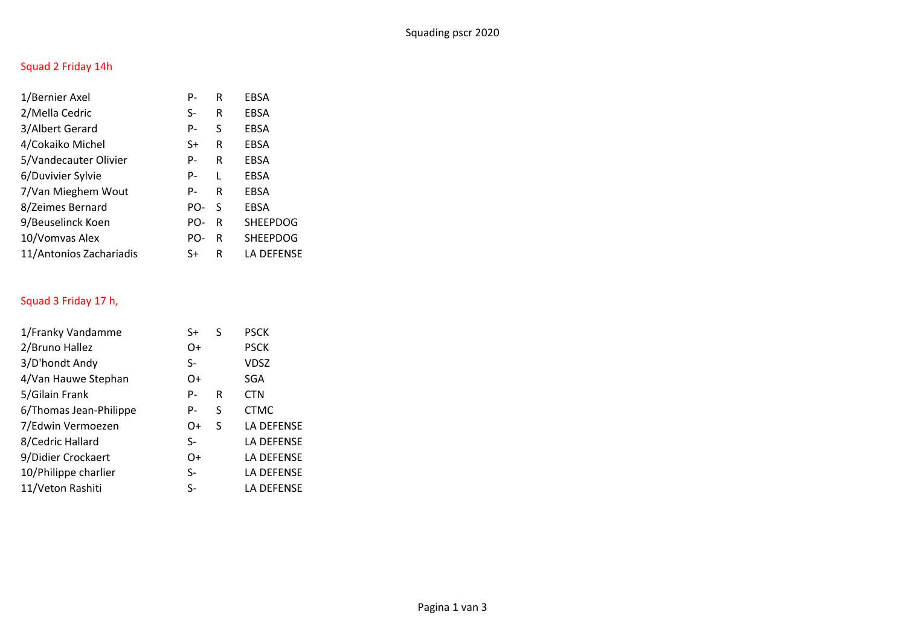# Squading pscr 2020

## Squad 2 Friday 14h

| | | | |
|---|---|---|---|
| 1/Bernier Axel | P- | R | EBSA |
| 2/Mella Cedric | S- | R | EBSA |
| 3/Albert Gerard | P- | S | EBSA |
| 4/Cokaiko Michel | S+ | R | EBSA |
| 5/Vandecauter Olivier | P- | R | EBSA |
| 6/Duvivier Sylvie | P- | L | EBSA |
| 7/Van Mieghem Wout | P- | R | EBSA |
| 8/Zeimes Bernard | PO- | S | EBSA |
| 9/Beuselinck Koen | PO- | R | SHEEPDOG |
| 10/Vomvas Alex | PO- | R | SHEEPDOG |
| 11/Antonios Zachariadis | S+ | R | LA DEFENSE |

## Squad 3 Friday 17 h,

| | | | |
|---|---|---|---|
| 1/Franky Vandamme | S+ | S | PSCK |
| 2/Bruno Hallez | O+ | | PSCK |
| 3/D'hondt Andy | S- | | VDSZ |
| 4/Van Hauwe Stephan | O+ | | SGA |
| 5/Gilain Frank | P- | R | CTN |
| 6/Thomas Jean-Philippe | P- | S | CTMC |
| 7/Edwin Vermoezen | O+ | S | LA DEFENSE |
| 8/Cedric Hallard | S- | | LA DEFENSE |
| 9/Didier Crockaert | O+ | | LA DEFENSE |
| 10/Philippe charlier | S- | | LA DEFENSE |
| 11/Veton Rashiti | S- | | LA DEFENSE |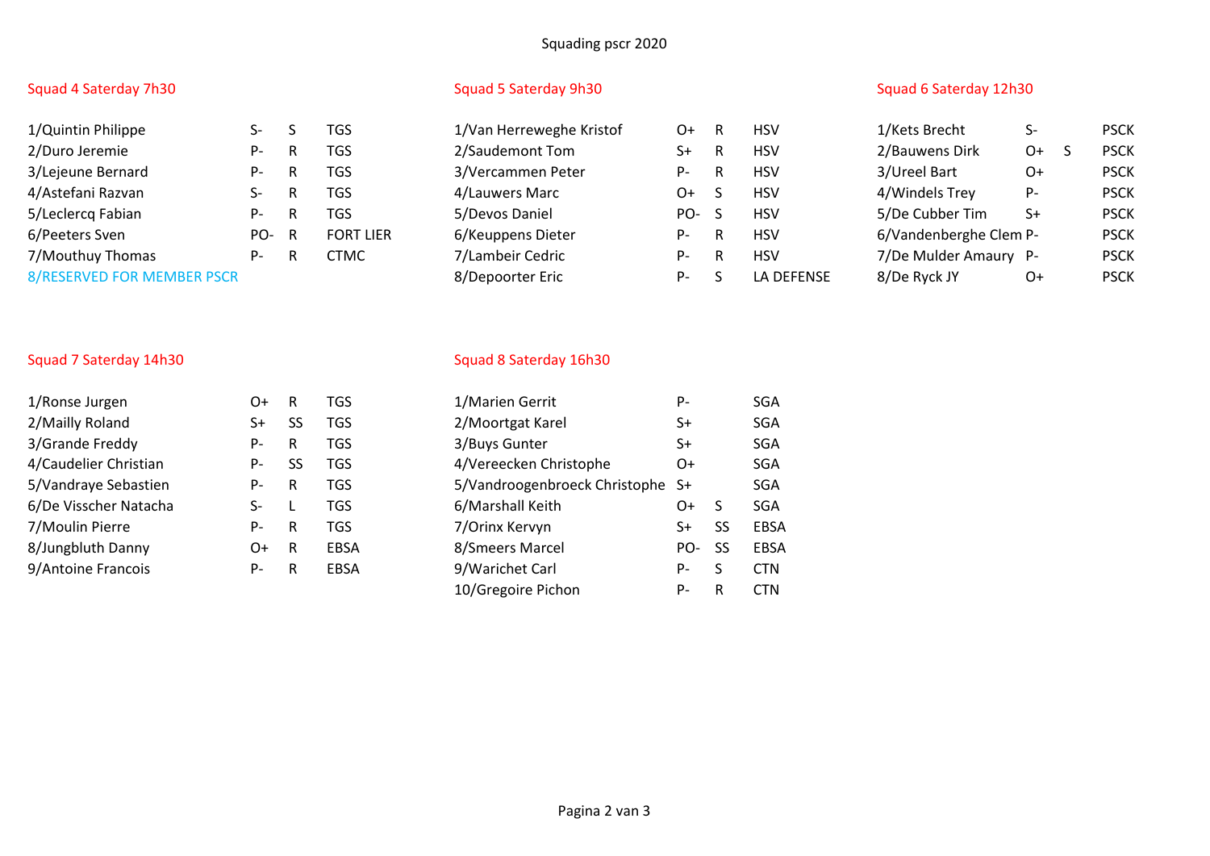Squading pscr 2020

## Squad 4 Saterday 7h30

| | | | |
|---|---|---|---|
| 1/Quintin Philippe | S- | S | TGS |
| 2/Duro Jeremie | P- | R | TGS |
| 3/Lejeune Bernard | P- | R | TGS |
| 4/Astefani Razvan | S- | R | TGS |
| 5/Leclercq Fabian | P- | R | TGS |
| 6/Peeters Sven | PO- | R | FORT LIER |
| 7/Mouthuy Thomas | P- | R | CTMC |
| 8/RESERVED FOR MEMBER PSCR | | | |

## Squad 5 Saterday 9h30

| | | | |
|---|---|---|---|
| 1/Van Herreweghe Kristof | O+ | R | HSV |
| 2/Saudemont Tom | S+ | R | HSV |
| 3/Vercammen Peter | P- | R | HSV |
| 4/Lauwers Marc | O+ | S | HSV |
| 5/Devos Daniel | PO- | S | HSV |
| 6/Keuppens Dieter | P- | R | HSV |
| 7/Lambeir Cedric | P- | R | HSV |
| 8/Depoorter Eric | P- | S | LA DEFENSE |

## Squad 6 Saterday 12h30

| | | | |
|---|---|---|---|
| 1/Kets Brecht | S- | | PSCK |
| 2/Bauwens Dirk | O+ | S | PSCK |
| 3/Ureel Bart | O+ | | PSCK |
| 4/Windels Trey | P- | | PSCK |
| 5/De Cubber Tim | S+ | | PSCK |
| 6/Vandenberghe Clem | P- | | PSCK |
| 7/De Mulder Amaury | P- | | PSCK |
| 8/De Ryck JY | O+ | | PSCK |

## Squad 7 Saterday 14h30

| | | | |
|---|---|---|---|
| 1/Ronse Jurgen | O+ | R | TGS |
| 2/Mailly Roland | S+ | SS | TGS |
| 3/Grande Freddy | P- | R | TGS |
| 4/Caudelier Christian | P- | SS | TGS |
| 5/Vandraye Sebastien | P- | R | TGS |
| 6/De Visscher Natacha | S- | L | TGS |
| 7/Moulin Pierre | P- | R | TGS |
| 8/Jungbluth Danny | O+ | R | EBSA |
| 9/Antoine Francois | P- | R | EBSA |

## Squad 8 Saterday 16h30

| | | | |
|---|---|---|---|
| 1/Marien Gerrit | P- | | SGA |
| 2/Moortgat Karel | S+ | | SGA |
| 3/Buys Gunter | S+ | | SGA |
| 4/Vereecken Christophe | O+ | | SGA |
| 5/Vandroogenbroeck Christophe | S+ | | SGA |
| 6/Marshall Keith | O+ | S | SGA |
| 7/Orinx Kervyn | S+ | SS | EBSA |
| 8/Smeers Marcel | PO- | SS | EBSA |
| 9/Warichet Carl | P- | S | CTN |
| 10/Gregoire Pichon | P- | R | CTN |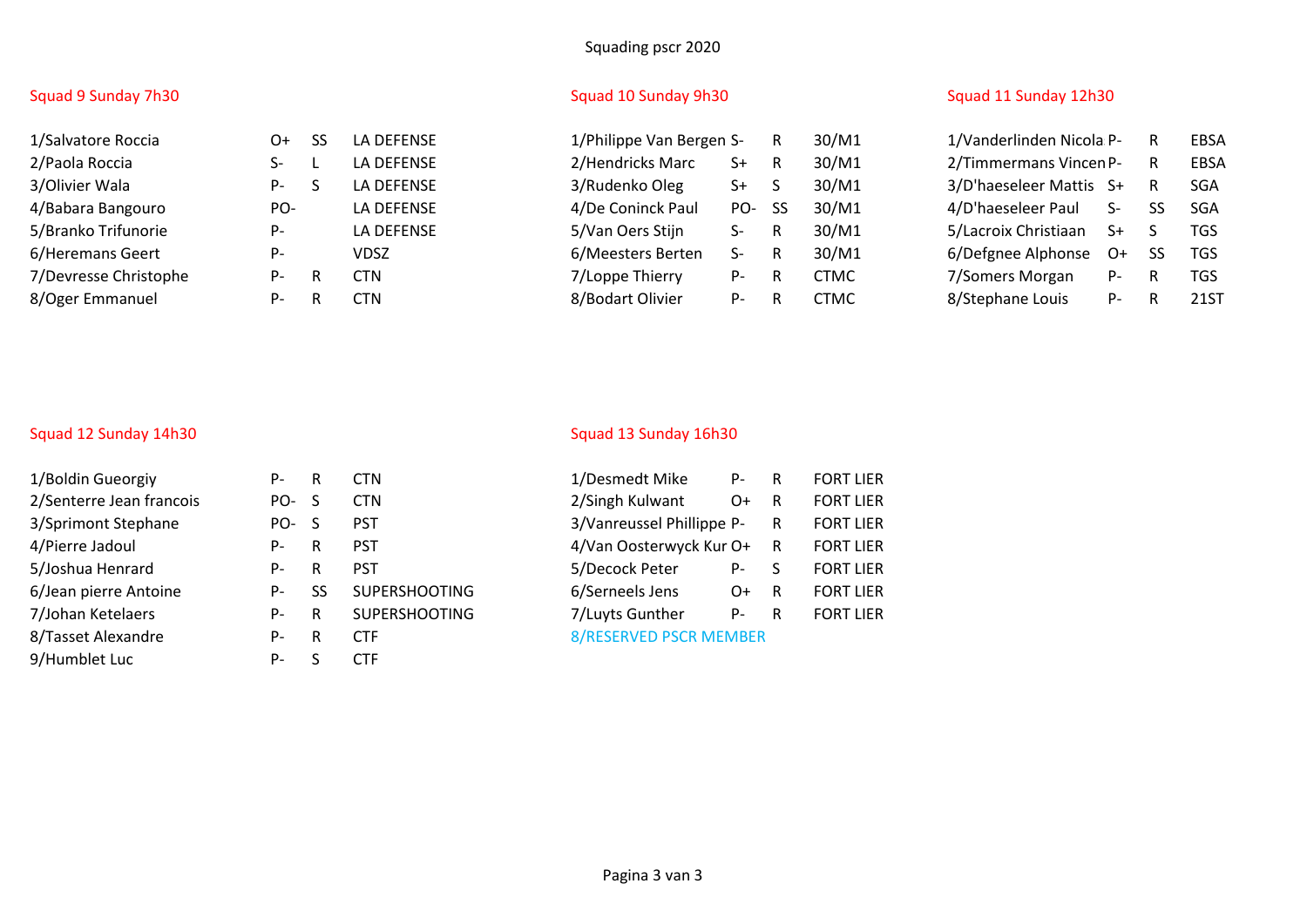Squading pscr 2020

## Squad 9 Sunday 7h30

| | | | |
|---|---|---|---|
| 1/Salvatore Roccia | O+ | SS | LA DEFENSE |
| 2/Paola Roccia | S- | L | LA DEFENSE |
| 3/Olivier Wala | P- | S | LA DEFENSE |
| 4/Babara Bangouro | PO- | | LA DEFENSE |
| 5/Branko Trifunorie | P- | | LA DEFENSE |
| 6/Heremans Geert | P- | | VDSZ |
| 7/Devresse Christophe | P- | R | CTN |
| 8/Oger Emmanuel | P- | R | CTN |

## Squad 10 Sunday 9h30

| | | | |
|---|---|---|---|
| 1/Philippe Van Bergen | S- | R | 30/M1 |
| 2/Hendricks Marc | S+ | R | 30/M1 |
| 3/Rudenko Oleg | S+ | S | 30/M1 |
| 4/De Coninck Paul | PO- | SS | 30/M1 |
| 5/Van Oers Stijn | S- | R | 30/M1 |
| 6/Meesters Berten | S- | R | 30/M1 |
| 7/Loppe Thierry | P- | R | CTMC |
| 8/Bodart Olivier | P- | R | CTMC |

## Squad 11 Sunday 12h30

| | | | |
|---|---|---|---|
| 1/Vanderlinden Nicola | P- | R | EBSA |
| 2/Timmermans Vincen | P- | R | EBSA |
| 3/D'haeseleer Mattis | S+ | R | SGA |
| 4/D'haeseleer Paul | S- | SS | SGA |
| 5/Lacroix Christiaan | S+ | S | TGS |
| 6/Defgnee Alphonse | O+ | SS | TGS |
| 7/Somers Morgan | P- | R | TGS |
| 8/Stephane Louis | P- | R | 21ST |

## Squad 12 Sunday 14h30

| | | | |
|---|---|---|---|
| 1/Boldin Gueorgiy | P- | R | CTN |
| 2/Senterre Jean francois | PO- | S | CTN |
| 3/Sprimont Stephane | PO- | S | PST |
| 4/Pierre Jadoul | P- | R | PST |
| 5/Joshua Henrard | P- | R | PST |
| 6/Jean pierre Antoine | P- | SS | SUPERSHOOTING |
| 7/Johan Ketelaers | P- | R | SUPERSHOOTING |
| 8/Tasset Alexandre | P- | R | CTF |
| 9/Humblet Luc | P- | S | CTF |

## Squad 13 Sunday 16h30

| | | | |
|---|---|---|---|
| 1/Desmedt Mike | P- | R | FORT LIER |
| 2/Singh Kulwant | O+ | R | FORT LIER |
| 3/Vanreussel Phillippe | P- | R | FORT LIER |
| 4/Van Oosterwyck Kur | O+ | R | FORT LIER |
| 5/Decock Peter | P- | S | FORT LIER |
| 6/Serneels Jens | O+ | R | FORT LIER |
| 7/Luyts Gunther | P- | R | FORT LIER |
| 8/RESERVED PSCR MEMBER | | | |